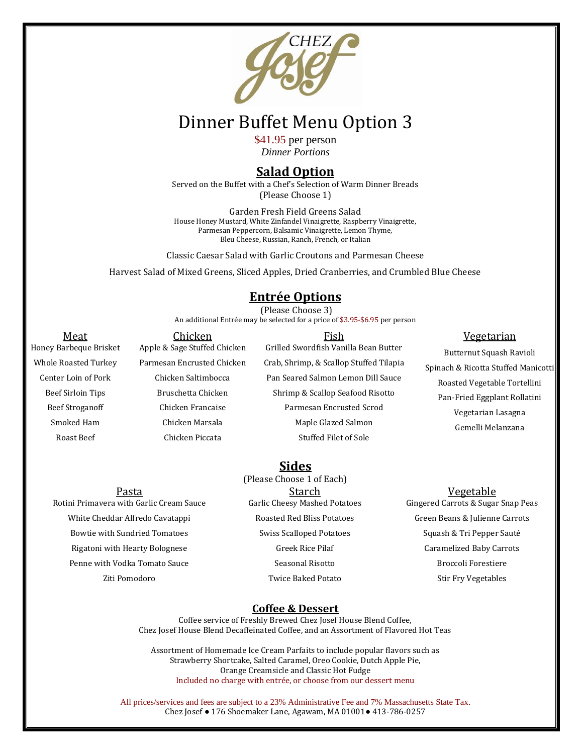CHEZ Josef

# Dinner Buffet Menu Option 3

$41.95 per person

*Dinner Portions*

## Salad Option

Served on the Buffet with a Chef's Selection of Warm Dinner Breads

(Please Choose 1)

Garden Fresh Field Greens Salad

House Honey Mustard, White Zinfandel Vinaigrette, Raspberry Vinaigrette, Parmesan Peppercorn, Balsamic Vinaigrette, Lemon Thyme, Bleu Cheese, Russian, Ranch, French, or Italian

Classic Caesar Salad with Garlic Croutons and Parmesan Cheese

Harvest Salad of Mixed Greens, Sliced Apples, Dried Cranberries, and Crumbled Blue Cheese

## Entrée Options

(Please Choose 3)

An additional Entrée may be selected for a price of $3.95-$6.95 per person

### Meat

- Honey Barbeque Brisket
- Whole Roasted Turkey
- Center Loin of Pork
- Beef Sirloin Tips
- Beef Stroganoff
- Smoked Ham
- Roast Beef

### Chicken

- Apple & Sage Stuffed Chicken
- Parmesan Encrusted Chicken
- Chicken Saltimbocca
- Bruschetta Chicken
- Chicken Francaise
- Chicken Marsala
- Chicken Piccata

### Fish

- Grilled Swordfish Vanilla Bean Butter
- Crab, Shrimp, & Scallop Stuffed Tilapia
- Pan Seared Salmon Lemon Dill Sauce
- Shrimp & Scallop Seafood Risotto
- Parmesan Encrusted Scrod
- Maple Glazed Salmon
- Stuffed Filet of Sole

### Vegetarian

- Butternut Squash Ravioli
- Spinach & Ricotta Stuffed Manicotti
- Roasted Vegetable Tortellini
- Pan-Fried Eggplant Rollatini
- Vegetarian Lasagna
- Gemelli Melanzana

## Sides

(Please Choose 1 of Each)

### Pasta

- Rotini Primavera with Garlic Cream Sauce
- White Cheddar Alfredo Cavatappi
- Bowtie with Sundried Tomatoes
- Rigatoni with Hearty Bolognese
- Penne with Vodka Tomato Sauce
- Ziti Pomodoro

### Starch

- Garlic Cheesy Mashed Potatoes
- Roasted Red Bliss Potatoes
- Swiss Scalloped Potatoes
- Greek Rice Pilaf
- Seasonal Risotto
- Twice Baked Potato

### Vegetable

- Gingered Carrots & Sugar Snap Peas
- Green Beans & Julienne Carrots
- Squash & Tri Pepper Sauté
- Caramelized Baby Carrots
- Broccoli Forestiere
- Stir Fry Vegetables

## Coffee & Dessert

Coffee service of Freshly Brewed Chez Josef House Blend Coffee, Chez Josef House Blend Decaffeinated Coffee, and an Assortment of Flavored Hot Teas

Assortment of Homemade Ice Cream Parfaits to include popular flavors such as Strawberry Shortcake, Salted Caramel, Oreo Cookie, Dutch Apple Pie, Orange Creamsicle and Classic Hot Fudge

Included no charge with entrée, or choose from our dessert menu

All prices/services and fees are subject to a 23% Administrative Fee and 7% Massachusetts State Tax.

Chez Josef ● 176 Shoemaker Lane, Agawam, MA 01001● 413-786-0257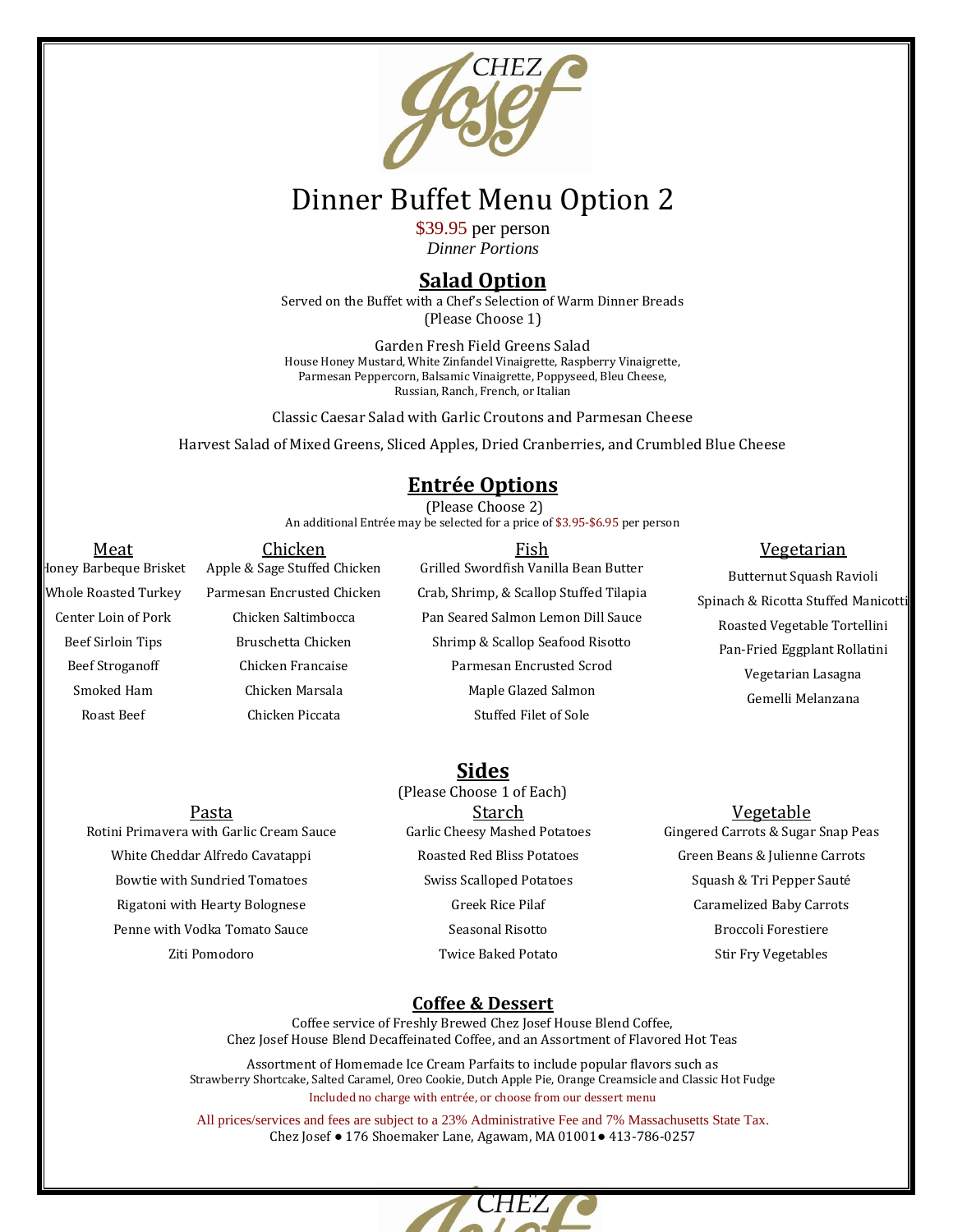# Dinner Buffet Menu Option 2

$39.95 per person
*Dinner Portions*

## Salad Option

Served on the Buffet with a Chef's Selection of Warm Dinner Breads
(Please Choose 1)

Garden Fresh Field Greens Salad
House Honey Mustard, White Zinfandel Vinaigrette, Raspberry Vinaigrette, Parmesan Peppercorn, Balsamic Vinaigrette, Poppyseed, Bleu Cheese, Russian, Ranch, French, or Italian

Classic Caesar Salad with Garlic Croutons and Parmesan Cheese

Harvest Salad of Mixed Greens, Sliced Apples, Dried Cranberries, and Crumbled Blue Cheese

## Entrée Options

(Please Choose 2)
An additional Entrée may be selected for a price of $3.95-$6.95 per person

| Meat | Chicken | Fish | Vegetarian |
|---|---|---|---|
| Honey Barbeque Brisket | Apple & Sage Stuffed Chicken | Grilled Swordfish Vanilla Bean Butter | Butternut Squash Ravioli |
| Whole Roasted Turkey | Parmesan Encrusted Chicken | Crab, Shrimp, & Scallop Stuffed Tilapia | Spinach & Ricotta Stuffed Manicotti |
| Center Loin of Pork | Chicken Saltimbocca | Pan Seared Salmon Lemon Dill Sauce | Roasted Vegetable Tortellini |
| Beef Sirloin Tips | Bruschetta Chicken | Shrimp & Scallop Seafood Risotto | Pan-Fried Eggplant Rollatini |
| Beef Stroganoff | Chicken Francaise | Parmesan Encrusted Scrod | Vegetarian Lasagna |
| Smoked Ham | Chicken Marsala | Maple Glazed Salmon | Gemelli Melanzana |
| Roast Beef | Chicken Piccata | Stuffed Filet of Sole | |

## Sides

(Please Choose 1 of Each)

| Pasta | Starch | Vegetable |
|---|---|---|
| Rotini Primavera with Garlic Cream Sauce | Garlic Cheesy Mashed Potatoes | Gingered Carrots & Sugar Snap Peas |
| White Cheddar Alfredo Cavatappi | Roasted Red Bliss Potatoes | Green Beans & Julienne Carrots |
| Bowtie with Sundried Tomatoes | Swiss Scalloped Potatoes | Squash & Tri Pepper Sauté |
| Rigatoni with Hearty Bolognese | Greek Rice Pilaf | Caramelized Baby Carrots |
| Penne with Vodka Tomato Sauce | Seasonal Risotto | Broccoli Forestiere |
| Ziti Pomodoro | Twice Baked Potato | Stir Fry Vegetables |

## Coffee & Dessert

Coffee service of Freshly Brewed Chez Josef House Blend Coffee,
Chez Josef House Blend Decaffeinated Coffee, and an Assortment of Flavored Hot Teas

Assortment of Homemade Ice Cream Parfaits to include popular flavors such as
Strawberry Shortcake, Salted Caramel, Oreo Cookie, Dutch Apple Pie, Orange Creamsicle and Classic Hot Fudge
Included no charge with entrée, or choose from our dessert menu

All prices/services and fees are subject to a 23% Administrative Fee and 7% Massachusetts State Tax.
Chez Josef ● 176 Shoemaker Lane, Agawam, MA 01001 ● 413-786-0257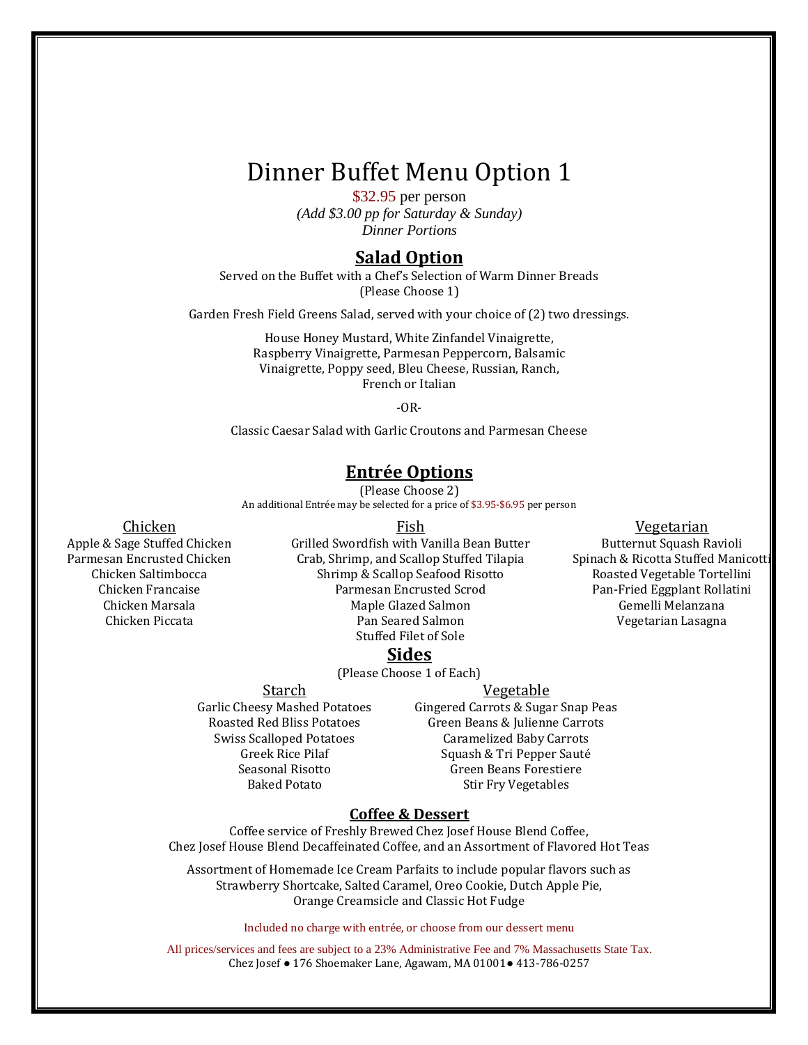# Dinner Buffet Menu Option 1

$32.95 per person
*(Add $3.00 pp for Saturday & Sunday)*
*Dinner Portions*

## Salad Option

Served on the Buffet with a Chef's Selection of Warm Dinner Breads
(Please Choose 1)

Garden Fresh Field Greens Salad, served with your choice of (2) two dressings.

House Honey Mustard, White Zinfandel Vinaigrette, Raspberry Vinaigrette, Parmesan Peppercorn, Balsamic Vinaigrette, Poppy seed, Bleu Cheese, Russian, Ranch, French or Italian

-OR-

Classic Caesar Salad with Garlic Croutons and Parmesan Cheese

## Entrée Options

(Please Choose 2)
An additional Entrée may be selected for a price of $3.95-$6.95 per person

### Chicken

Apple & Sage Stuffed Chicken
Parmesan Encrusted Chicken
Chicken Saltimbocca
Chicken Francaise
Chicken Marsala
Chicken Piccata

### Fish

Grilled Swordfish with Vanilla Bean Butter
Crab, Shrimp, and Scallop Stuffed Tilapia
Shrimp & Scallop Seafood Risotto
Parmesan Encrusted Scrod
Maple Glazed Salmon
Pan Seared Salmon
Stuffed Filet of Sole

### Vegetarian

Butternut Squash Ravioli
Spinach & Ricotta Stuffed Manicotti
Roasted Vegetable Tortellini
Pan-Fried Eggplant Rollatini
Gemelli Melanzana
Vegetarian Lasagna

## Sides

(Please Choose 1 of Each)

### Starch

Garlic Cheesy Mashed Potatoes
Roasted Red Bliss Potatoes
Swiss Scalloped Potatoes
Greek Rice Pilaf
Seasonal Risotto
Baked Potato

### Vegetable

Gingered Carrots & Sugar Snap Peas
Green Beans & Julienne Carrots
Caramelized Baby Carrots
Squash & Tri Pepper Sauté
Green Beans Forestiere
Stir Fry Vegetables

## Coffee & Dessert

Coffee service of Freshly Brewed Chez Josef House Blend Coffee, Chez Josef House Blend Decaffeinated Coffee, and an Assortment of Flavored Hot Teas

Assortment of Homemade Ice Cream Parfaits to include popular flavors such as Strawberry Shortcake, Salted Caramel, Oreo Cookie, Dutch Apple Pie, Orange Creamsicle and Classic Hot Fudge

Included no charge with entrée, or choose from our dessert menu

All prices/services and fees are subject to a 23% Administrative Fee and 7% Massachusetts State Tax.
Chez Josef ● 176 Shoemaker Lane, Agawam, MA 01001● 413-786-0257